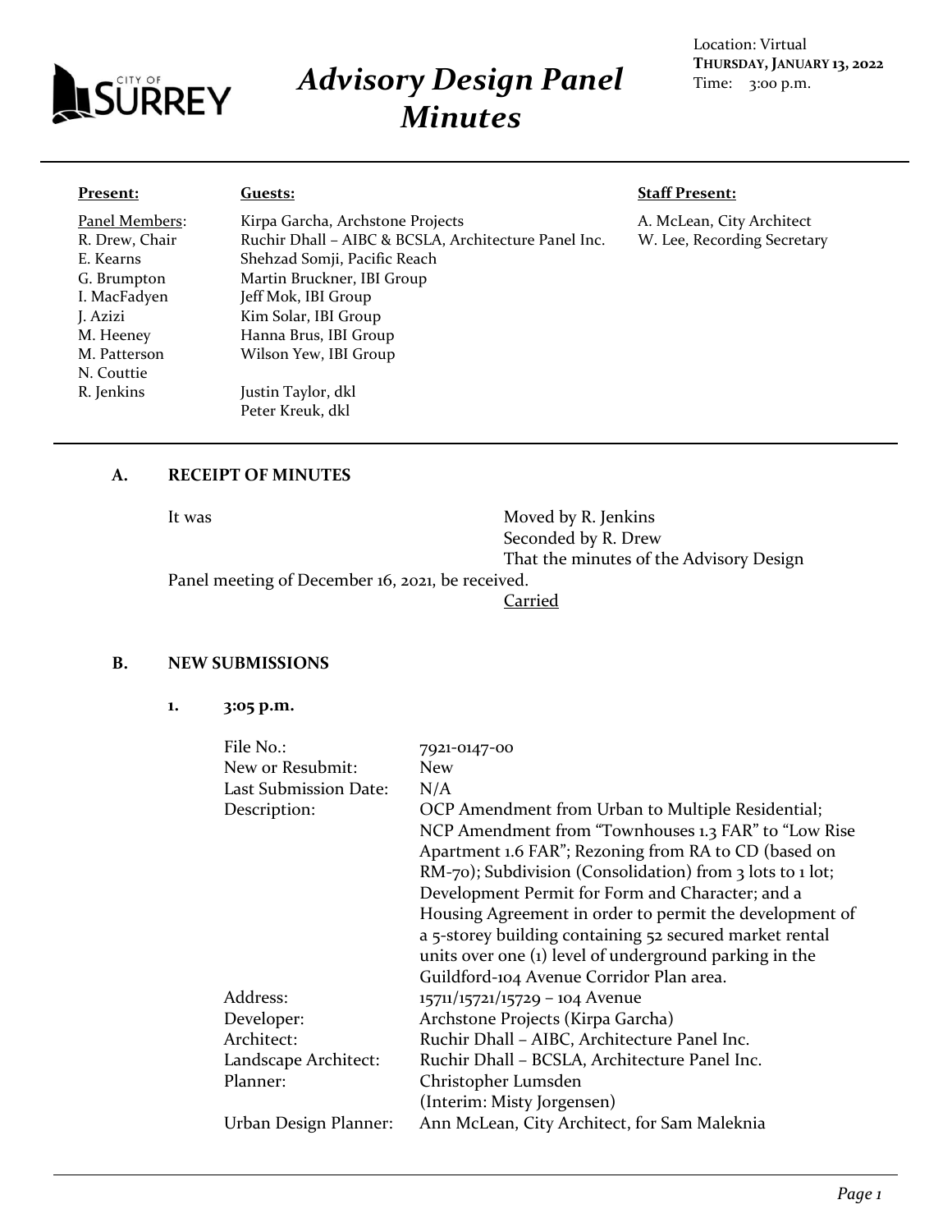# Advisory Design Panel Minutes

Location: Virtual
**THURSDAY, JANUARY 13, 2022**
Time: 3:00 p.m.

**Present:**

Panel Members:
R. Drew, Chair
E. Kearns
G. Brumpton
I. MacFadyen
J. Azizi
M. Heeney
M. Patterson
N. Couttie
R. Jenkins

**Guests:**

Kirpa Garcha, Archstone Projects
Ruchir Dhall – AIBC & BCSLA, Architecture Panel Inc.
Shehzad Somji, Pacific Reach
Martin Bruckner, IBI Group
Jeff Mok, IBI Group
Kim Solar, IBI Group
Hanna Brus, IBI Group
Wilson Yew, IBI Group

Justin Taylor, dkl
Peter Kreuk, dkl

**Staff Present:**

A. McLean, City Architect
W. Lee, Recording Secretary

## A. RECEIPT OF MINUTES

It was Moved by R. Jenkins
Seconded by R. Drew
That the minutes of the Advisory Design Panel meeting of December 16, 2021, be received.

Carried

## B. NEW SUBMISSIONS

### 1. 3:05 p.m.

| | |
|---|---|
| File No.: | 7921-0147-00 |
| New or Resubmit: | New |
| Last Submission Date: | N/A |
| Description: | OCP Amendment from Urban to Multiple Residential; NCP Amendment from "Townhouses 1.3 FAR" to "Low Rise Apartment 1.6 FAR"; Rezoning from RA to CD (based on RM-70); Subdivision (Consolidation) from 3 lots to 1 lot; Development Permit for Form and Character; and a Housing Agreement in order to permit the development of a 5-storey building containing 52 secured market rental units over one (1) level of underground parking in the Guildford-104 Avenue Corridor Plan area. |
| Address: | 15711/15721/15729 – 104 Avenue |
| Developer: | Archstone Projects (Kirpa Garcha) |
| Architect: | Ruchir Dhall – AIBC, Architecture Panel Inc. |
| Landscape Architect: | Ruchir Dhall – BCSLA, Architecture Panel Inc. |
| Planner: | Christopher Lumsden (Interim: Misty Jorgensen) |
| Urban Design Planner: | Ann McLean, City Architect, for Sam Maleknia |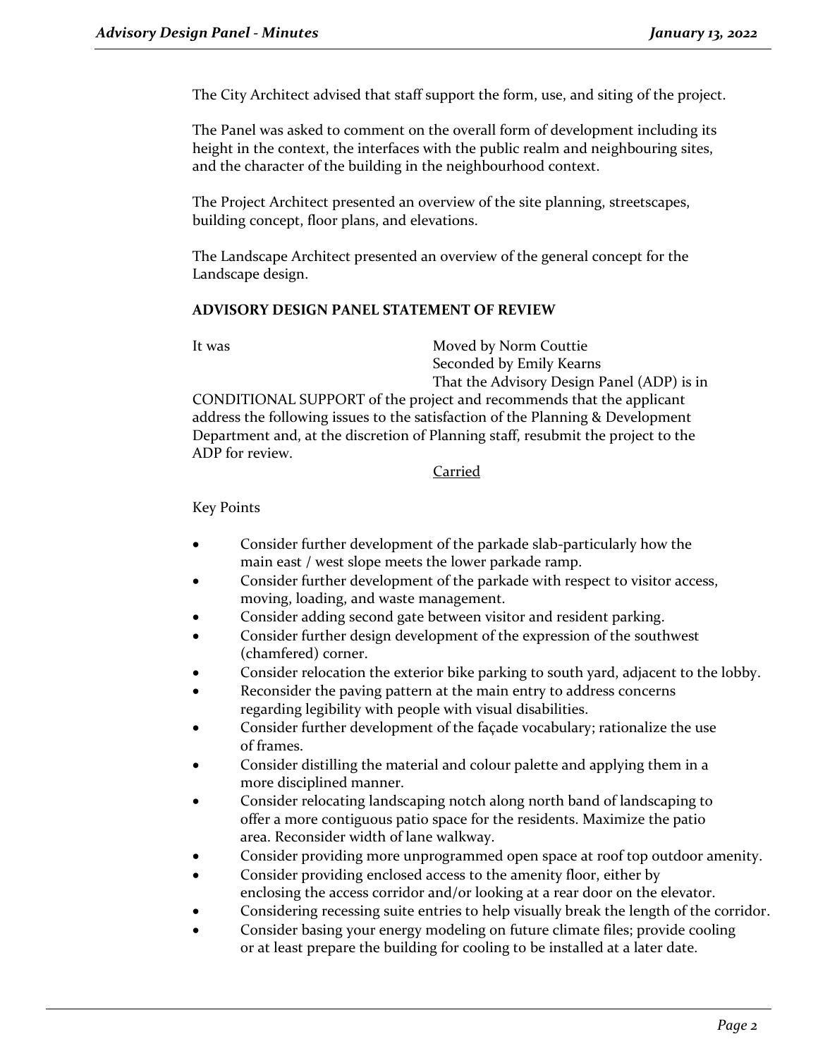The City Architect advised that staff support the form, use, and siting of the project.

The Panel was asked to comment on the overall form of development including its height in the context, the interfaces with the public realm and neighbouring sites, and the character of the building in the neighbourhood context.

The Project Architect presented an overview of the site planning, streetscapes, building concept, floor plans, and elevations.

The Landscape Architect presented an overview of the general concept for the Landscape design.

**ADVISORY DESIGN PANEL STATEMENT OF REVIEW**

It was Moved by Norm Couttie
Seconded by Emily Kearns
That the Advisory Design Panel (ADP) is in CONDITIONAL SUPPORT of the project and recommends that the applicant address the following issues to the satisfaction of the Planning & Development Department and, at the discretion of Planning staff, resubmit the project to the ADP for review.

Carried

Key Points

- Consider further development of the parkade slab-particularly how the main east / west slope meets the lower parkade ramp.
- Consider further development of the parkade with respect to visitor access, moving, loading, and waste management.
- Consider adding second gate between visitor and resident parking.
- Consider further design development of the expression of the southwest (chamfered) corner.
- Consider relocation the exterior bike parking to south yard, adjacent to the lobby.
- Reconsider the paving pattern at the main entry to address concerns regarding legibility with people with visual disabilities.
- Consider further development of the façade vocabulary; rationalize the use of frames.
- Consider distilling the material and colour palette and applying them in a more disciplined manner.
- Consider relocating landscaping notch along north band of landscaping to offer a more contiguous patio space for the residents. Maximize the patio area. Reconsider width of lane walkway.
- Consider providing more unprogrammed open space at roof top outdoor amenity.
- Consider providing enclosed access to the amenity floor, either by enclosing the access corridor and/or looking at a rear door on the elevator.
- Considering recessing suite entries to help visually break the length of the corridor.
- Consider basing your energy modeling on future climate files; provide cooling or at least prepare the building for cooling to be installed at a later date.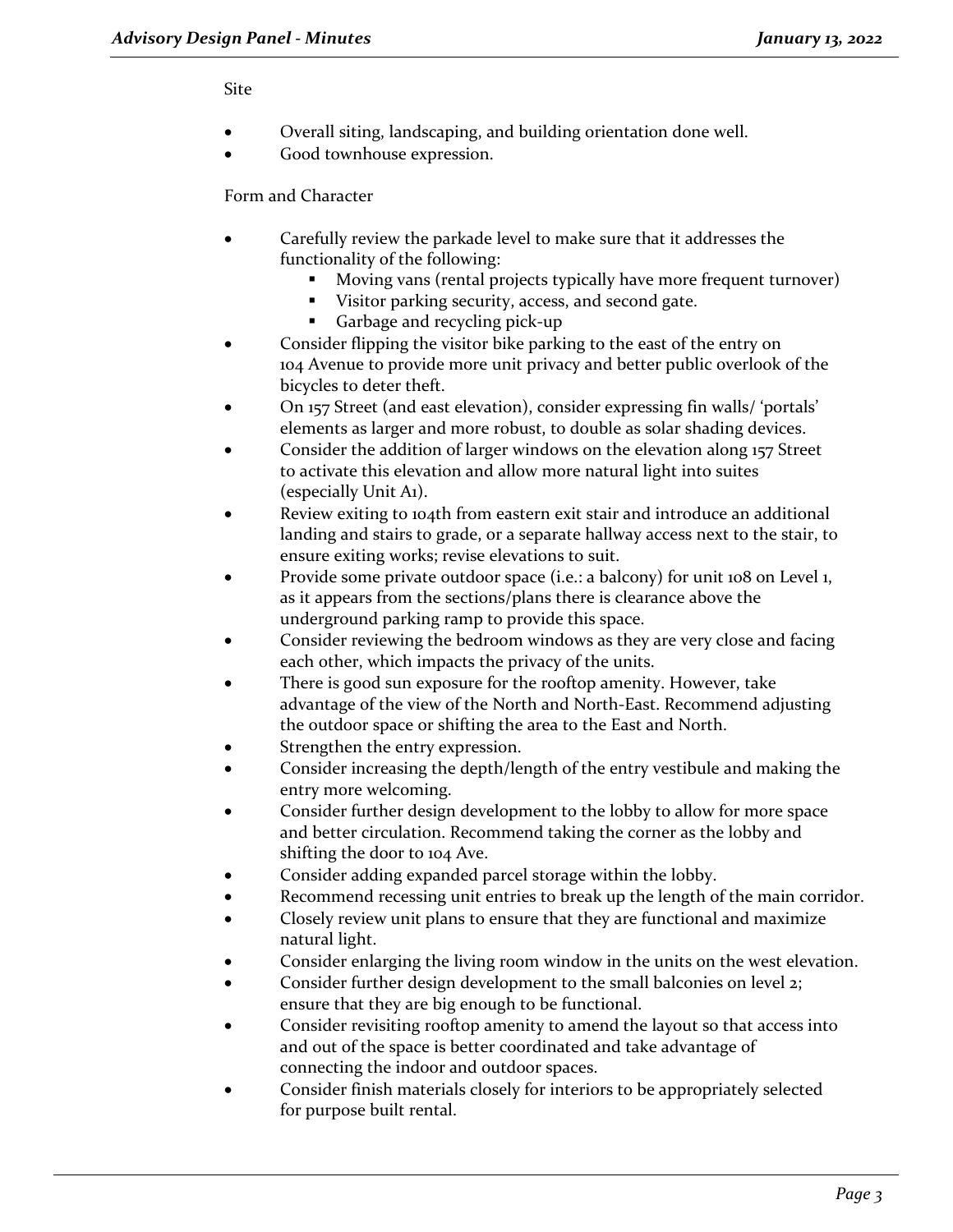Site

- Overall siting, landscaping, and building orientation done well.
- Good townhouse expression.

Form and Character

- Carefully review the parkade level to make sure that it addresses the functionality of the following:
  - Moving vans (rental projects typically have more frequent turnover)
  - Visitor parking security, access, and second gate.
  - Garbage and recycling pick-up
- Consider flipping the visitor bike parking to the east of the entry on 104 Avenue to provide more unit privacy and better public overlook of the bicycles to deter theft.
- On 157 Street (and east elevation), consider expressing fin walls/ 'portals' elements as larger and more robust, to double as solar shading devices.
- Consider the addition of larger windows on the elevation along 157 Street to activate this elevation and allow more natural light into suites (especially Unit A1).
- Review exiting to 104th from eastern exit stair and introduce an additional landing and stairs to grade, or a separate hallway access next to the stair, to ensure exiting works; revise elevations to suit.
- Provide some private outdoor space (i.e.: a balcony) for unit 108 on Level 1, as it appears from the sections/plans there is clearance above the underground parking ramp to provide this space.
- Consider reviewing the bedroom windows as they are very close and facing each other, which impacts the privacy of the units.
- There is good sun exposure for the rooftop amenity. However, take advantage of the view of the North and North-East. Recommend adjusting the outdoor space or shifting the area to the East and North.
- Strengthen the entry expression.
- Consider increasing the depth/length of the entry vestibule and making the entry more welcoming.
- Consider further design development to the lobby to allow for more space and better circulation. Recommend taking the corner as the lobby and shifting the door to 104 Ave.
- Consider adding expanded parcel storage within the lobby.
- Recommend recessing unit entries to break up the length of the main corridor.
- Closely review unit plans to ensure that they are functional and maximize natural light.
- Consider enlarging the living room window in the units on the west elevation.
- Consider further design development to the small balconies on level 2; ensure that they are big enough to be functional.
- Consider revisiting rooftop amenity to amend the layout so that access into and out of the space is better coordinated and take advantage of connecting the indoor and outdoor spaces.
- Consider finish materials closely for interiors to be appropriately selected for purpose built rental.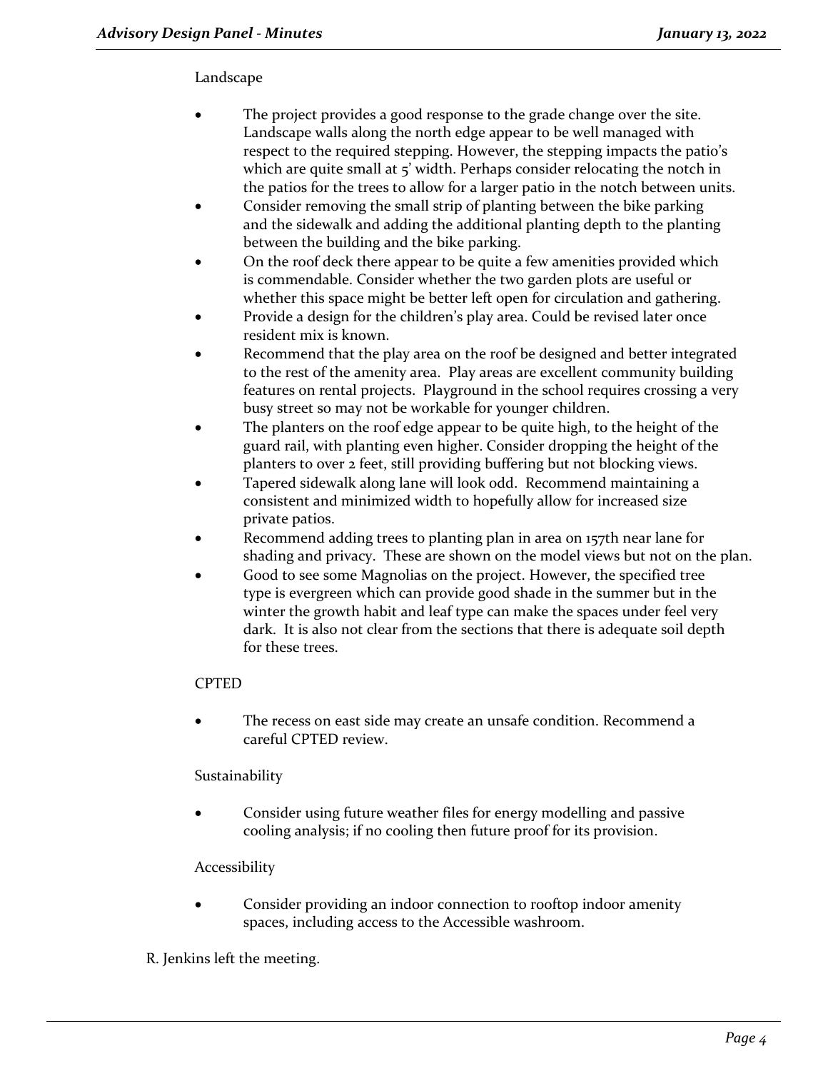Landscape

- The project provides a good response to the grade change over the site. Landscape walls along the north edge appear to be well managed with respect to the required stepping. However, the stepping impacts the patio's which are quite small at 5' width. Perhaps consider relocating the notch in the patios for the trees to allow for a larger patio in the notch between units.
- Consider removing the small strip of planting between the bike parking and the sidewalk and adding the additional planting depth to the planting between the building and the bike parking.
- On the roof deck there appear to be quite a few amenities provided which is commendable. Consider whether the two garden plots are useful or whether this space might be better left open for circulation and gathering.
- Provide a design for the children's play area. Could be revised later once resident mix is known.
- Recommend that the play area on the roof be designed and better integrated to the rest of the amenity area. Play areas are excellent community building features on rental projects. Playground in the school requires crossing a very busy street so may not be workable for younger children.
- The planters on the roof edge appear to be quite high, to the height of the guard rail, with planting even higher. Consider dropping the height of the planters to over 2 feet, still providing buffering but not blocking views.
- Tapered sidewalk along lane will look odd. Recommend maintaining a consistent and minimized width to hopefully allow for increased size private patios.
- Recommend adding trees to planting plan in area on 157th near lane for shading and privacy. These are shown on the model views but not on the plan.
- Good to see some Magnolias on the project. However, the specified tree type is evergreen which can provide good shade in the summer but in the winter the growth habit and leaf type can make the spaces under feel very dark. It is also not clear from the sections that there is adequate soil depth for these trees.

CPTED

- The recess on east side may create an unsafe condition. Recommend a careful CPTED review.

Sustainability

- Consider using future weather files for energy modelling and passive cooling analysis; if no cooling then future proof for its provision.

Accessibility

- Consider providing an indoor connection to rooftop indoor amenity spaces, including access to the Accessible washroom.

R. Jenkins left the meeting.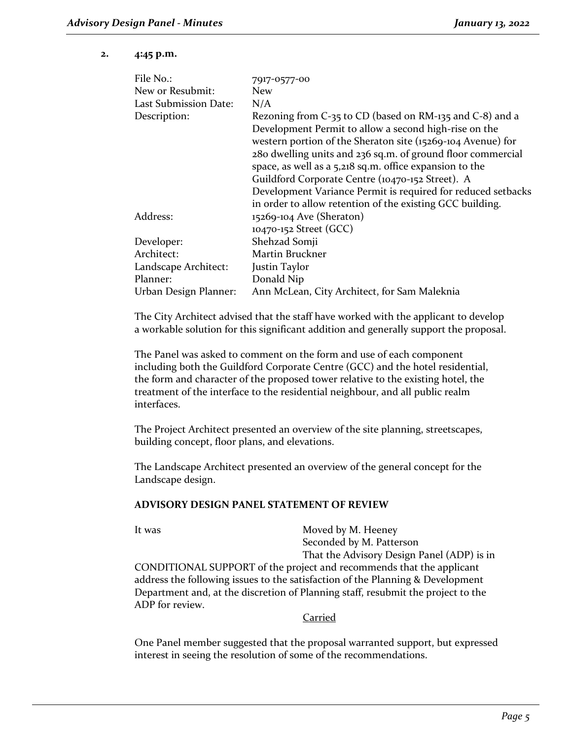**2. 4:45 p.m.**

| | |
|---|---|
| File No.: | 7917-0577-00 |
| New or Resubmit: | New |
| Last Submission Date: | N/A |
| Description: | Rezoning from C-35 to CD (based on RM-135 and C-8) and a Development Permit to allow a second high-rise on the western portion of the Sheraton site (15269-104 Avenue) for 280 dwelling units and 236 sq.m. of ground floor commercial space, as well as a 5,218 sq.m. office expansion to the Guildford Corporate Centre (10470-152 Street). A Development Variance Permit is required for reduced setbacks in order to allow retention of the existing GCC building. |
| Address: | 15269-104 Ave (Sheraton)<br>10470-152 Street (GCC) |
| Developer: | Shehzad Somji |
| Architect: | Martin Bruckner |
| Landscape Architect: | Justin Taylor |
| Planner: | Donald Nip |
| Urban Design Planner: | Ann McLean, City Architect, for Sam Maleknia |

The City Architect advised that the staff have worked with the applicant to develop a workable solution for this significant addition and generally support the proposal.

The Panel was asked to comment on the form and use of each component including both the Guildford Corporate Centre (GCC) and the hotel residential, the form and character of the proposed tower relative to the existing hotel, the treatment of the interface to the residential neighbour, and all public realm interfaces.

The Project Architect presented an overview of the site planning, streetscapes, building concept, floor plans, and elevations.

The Landscape Architect presented an overview of the general concept for the Landscape design.

**ADVISORY DESIGN PANEL STATEMENT OF REVIEW**

It was Moved by M. Heeney
Seconded by M. Patterson
That the Advisory Design Panel (ADP) is in CONDITIONAL SUPPORT of the project and recommends that the applicant address the following issues to the satisfaction of the Planning & Development Department and, at the discretion of Planning staff, resubmit the project to the ADP for review.

Carried

One Panel member suggested that the proposal warranted support, but expressed interest in seeing the resolution of some of the recommendations.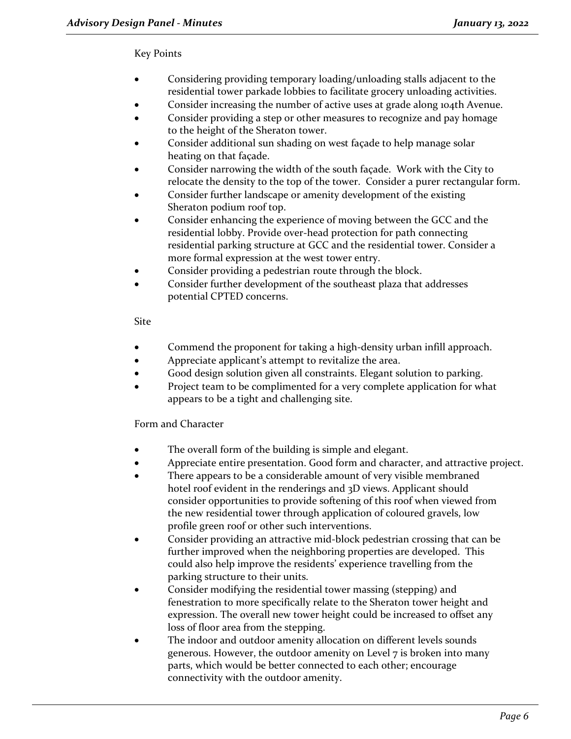Key Points

- Considering providing temporary loading/unloading stalls adjacent to the residential tower parkade lobbies to facilitate grocery unloading activities.
- Consider increasing the number of active uses at grade along 104th Avenue.
- Consider providing a step or other measures to recognize and pay homage to the height of the Sheraton tower.
- Consider additional sun shading on west façade to help manage solar heating on that façade.
- Consider narrowing the width of the south façade. Work with the City to relocate the density to the top of the tower. Consider a purer rectangular form.
- Consider further landscape or amenity development of the existing Sheraton podium roof top.
- Consider enhancing the experience of moving between the GCC and the residential lobby. Provide over-head protection for path connecting residential parking structure at GCC and the residential tower. Consider a more formal expression at the west tower entry.
- Consider providing a pedestrian route through the block.
- Consider further development of the southeast plaza that addresses potential CPTED concerns.

Site

- Commend the proponent for taking a high-density urban infill approach.
- Appreciate applicant's attempt to revitalize the area.
- Good design solution given all constraints. Elegant solution to parking.
- Project team to be complimented for a very complete application for what appears to be a tight and challenging site.

Form and Character

- The overall form of the building is simple and elegant.
- Appreciate entire presentation. Good form and character, and attractive project.
- There appears to be a considerable amount of very visible membraned hotel roof evident in the renderings and 3D views. Applicant should consider opportunities to provide softening of this roof when viewed from the new residential tower through application of coloured gravels, low profile green roof or other such interventions.
- Consider providing an attractive mid-block pedestrian crossing that can be further improved when the neighboring properties are developed. This could also help improve the residents' experience travelling from the parking structure to their units.
- Consider modifying the residential tower massing (stepping) and fenestration to more specifically relate to the Sheraton tower height and expression. The overall new tower height could be increased to offset any loss of floor area from the stepping.
- The indoor and outdoor amenity allocation on different levels sounds generous. However, the outdoor amenity on Level 7 is broken into many parts, which would be better connected to each other; encourage connectivity with the outdoor amenity.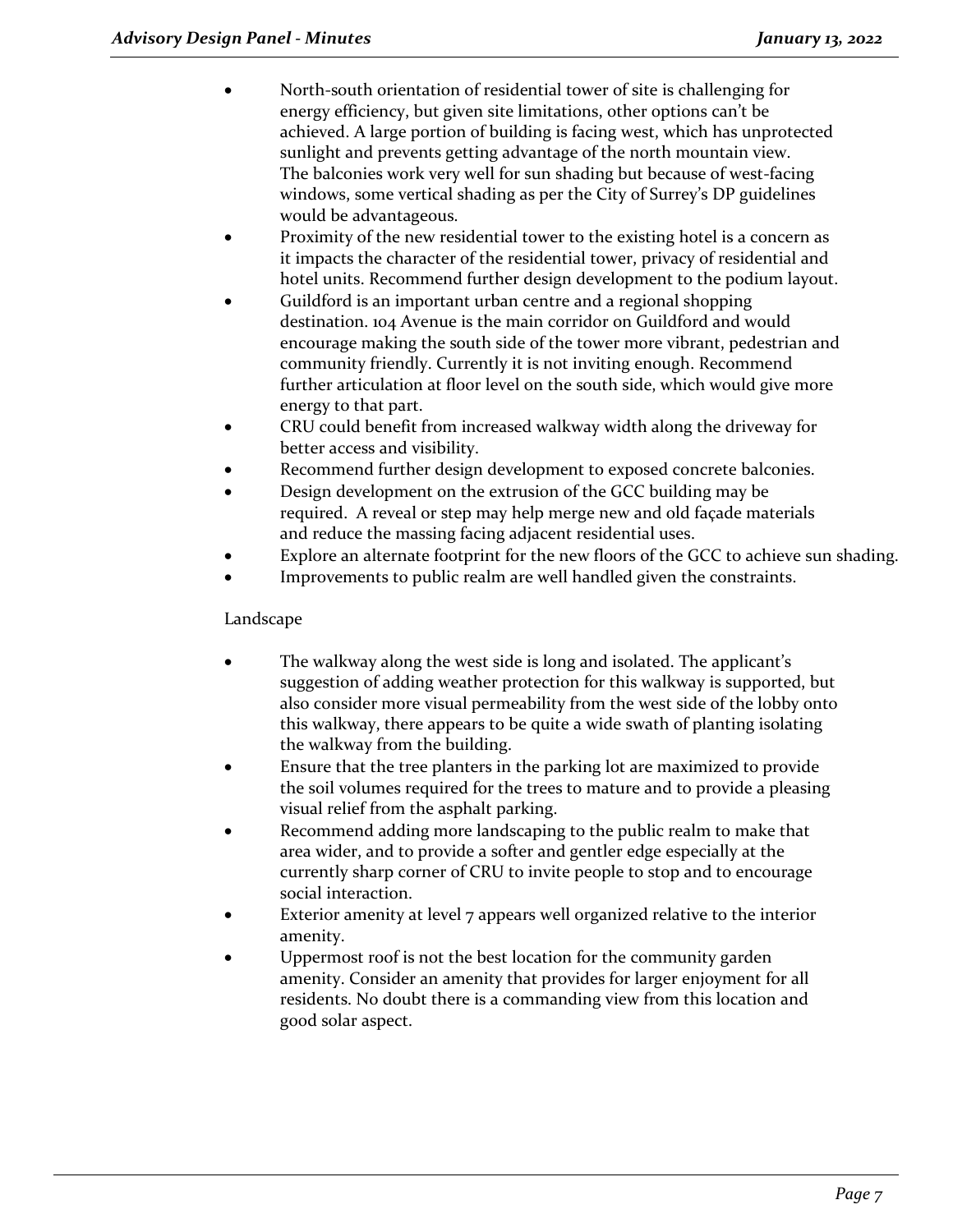- North-south orientation of residential tower of site is challenging for energy efficiency, but given site limitations, other options can't be achieved. A large portion of building is facing west, which has unprotected sunlight and prevents getting advantage of the north mountain view. The balconies work very well for sun shading but because of west-facing windows, some vertical shading as per the City of Surrey's DP guidelines would be advantageous.
- Proximity of the new residential tower to the existing hotel is a concern as it impacts the character of the residential tower, privacy of residential and hotel units. Recommend further design development to the podium layout.
- Guildford is an important urban centre and a regional shopping destination. 104 Avenue is the main corridor on Guildford and would encourage making the south side of the tower more vibrant, pedestrian and community friendly. Currently it is not inviting enough. Recommend further articulation at floor level on the south side, which would give more energy to that part.
- CRU could benefit from increased walkway width along the driveway for better access and visibility.
- Recommend further design development to exposed concrete balconies.
- Design development on the extrusion of the GCC building may be required. A reveal or step may help merge new and old façade materials and reduce the massing facing adjacent residential uses.
- Explore an alternate footprint for the new floors of the GCC to achieve sun shading.
- Improvements to public realm are well handled given the constraints.

Landscape

- The walkway along the west side is long and isolated. The applicant's suggestion of adding weather protection for this walkway is supported, but also consider more visual permeability from the west side of the lobby onto this walkway, there appears to be quite a wide swath of planting isolating the walkway from the building.
- Ensure that the tree planters in the parking lot are maximized to provide the soil volumes required for the trees to mature and to provide a pleasing visual relief from the asphalt parking.
- Recommend adding more landscaping to the public realm to make that area wider, and to provide a softer and gentler edge especially at the currently sharp corner of CRU to invite people to stop and to encourage social interaction.
- Exterior amenity at level 7 appears well organized relative to the interior amenity.
- Uppermost roof is not the best location for the community garden amenity. Consider an amenity that provides for larger enjoyment for all residents. No doubt there is a commanding view from this location and good solar aspect.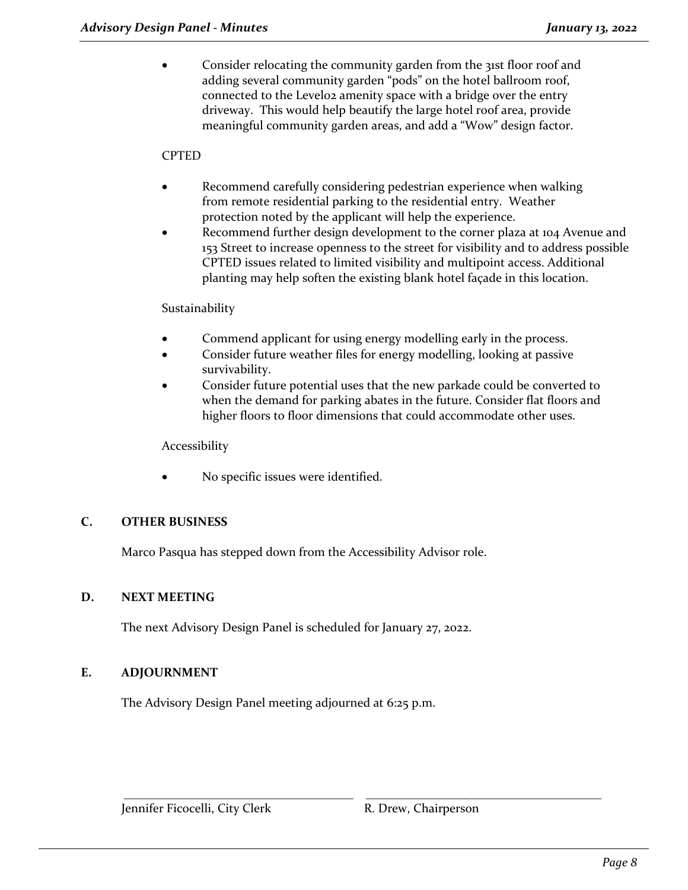- Consider relocating the community garden from the 31st floor roof and adding several community garden "pods" on the hotel ballroom roof, connected to the Level02 amenity space with a bridge over the entry driveway. This would help beautify the large hotel roof area, provide meaningful community garden areas, and add a "Wow" design factor.

CPTED

- Recommend carefully considering pedestrian experience when walking from remote residential parking to the residential entry. Weather protection noted by the applicant will help the experience.
- Recommend further design development to the corner plaza at 104 Avenue and 153 Street to increase openness to the street for visibility and to address possible CPTED issues related to limited visibility and multipoint access. Additional planting may help soften the existing blank hotel façade in this location.

Sustainability

- Commend applicant for using energy modelling early in the process.
- Consider future weather files for energy modelling, looking at passive survivability.
- Consider future potential uses that the new parkade could be converted to when the demand for parking abates in the future. Consider flat floors and higher floors to floor dimensions that could accommodate other uses.

Accessibility

- No specific issues were identified.

## C. OTHER BUSINESS

Marco Pasqua has stepped down from the Accessibility Advisor role.

## D. NEXT MEETING

The next Advisory Design Panel is scheduled for January 27, 2022.

## E. ADJOURNMENT

The Advisory Design Panel meeting adjourned at 6:25 p.m.

______________________________ ______________________________

Jennifer Ficocelli, City Clerk R. Drew, Chairperson